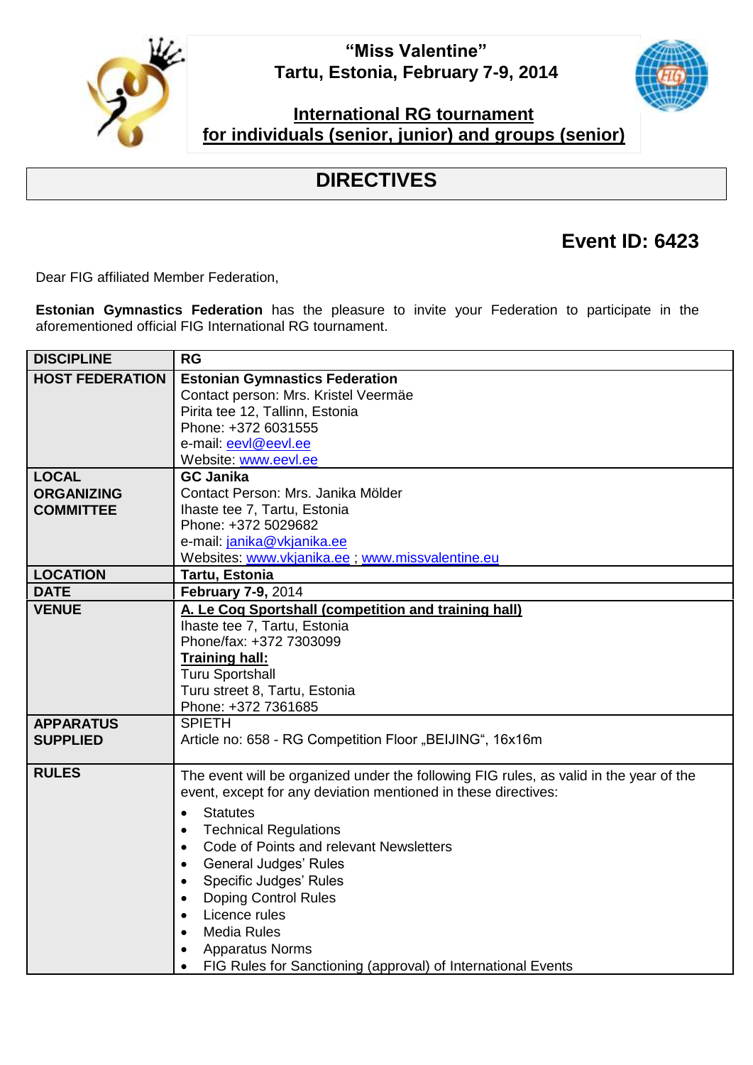**"Miss Valentine"**
**Tartu, Estonia, February 7-9, 2014**

**International RG tournament**
**for individuals (senior, junior) and groups (senior)**

# DIRECTIVES

## Event ID: 6423

Dear FIG affiliated Member Federation,

**Estonian Gymnastics Federation** has the pleasure to invite your Federation to participate in the aforementioned official FIG International RG tournament.

| DISCIPLINE | RG |
|---|---|
| **HOST FEDERATION** | **Estonian Gymnastics Federation**<br>Contact person: Mrs. Kristel Veermäe<br>Pirita tee 12, Tallinn, Estonia<br>Phone: +372 6031555<br>e-mail: eevl@eevl.ee<br>Website: www.eevl.ee |
| **LOCAL ORGANIZING COMMITTEE** | **GC Janika**<br>Contact Person: Mrs. Janika Mölder<br>Ihaste tee 7, Tartu, Estonia<br>Phone: +372 5029682<br>e-mail: janika@vkjanika.ee<br>Websites: www.vkjanika.ee ; www.missvalentine.eu |
| **LOCATION** | **Tartu, Estonia** |
| **DATE** | **February 7-9,** 2014 |
| **VENUE** | **A. Le Coq Sportshall (competition and training hall)**<br>Ihaste tee 7, Tartu, Estonia<br>Phone/fax: +372 7303099<br>**Training hall:**<br>Turu Sportshall<br>Turu street 8, Tartu, Estonia<br>Phone: +372 7361685 |
| **APPARATUS SUPPLIED** | SPIETH<br>Article no: 658 - RG Competition Floor „BEIJING", 16x16m |
| **RULES** | The event will be organized under the following FIG rules, as valid in the year of the event, except for any deviation mentioned in these directives:<br>• Statutes<br>• Technical Regulations<br>• Code of Points and relevant Newsletters<br>• General Judges' Rules<br>• Specific Judges' Rules<br>• Doping Control Rules<br>• Licence rules<br>• Media Rules<br>• Apparatus Norms<br>• FIG Rules for Sanctioning (approval) of International Events |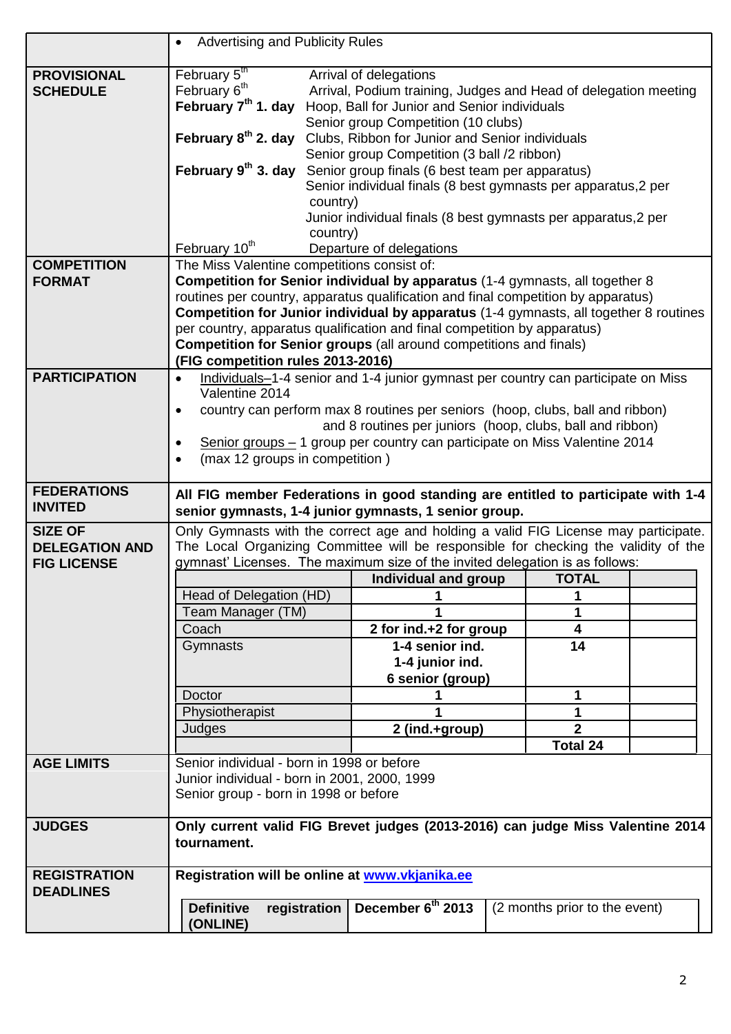| | |
|---|---|
| | • Advertising and Publicity Rules |
| **PROVISIONAL SCHEDULE** | February 5th Arrival of delegations<br>February 6th Arrival, Podium training, Judges and Head of delegation meeting<br>**February 7th 1. day** Hoop, Ball for Junior and Senior individuals<br>Senior group Competition (10 clubs)<br>**February 8th 2. day** Clubs, Ribbon for Junior and Senior individuals<br>Senior group Competition (3 ball /2 ribbon)<br>**February 9th 3. day** Senior group finals (6 best team per apparatus)<br>Senior individual finals (8 best gymnasts per apparatus,2 per country)<br>Junior individual finals (8 best gymnasts per apparatus,2 per country)<br>February 10th Departure of delegations |
| **COMPETITION FORMAT** | The Miss Valentine competitions consist of:<br>**Competition for Senior individual by apparatus** (1-4 gymnasts, all together 8 routines per country, apparatus qualification and final competition by apparatus)<br>**Competition for Junior individual by apparatus** (1-4 gymnasts, all together 8 routines per country, apparatus qualification and final competition by apparatus)<br>**Competition for Senior groups** (all around competitions and finals)<br>**(FIG competition rules 2013-2016)** |
| **PARTICIPATION** | • Individuals–1-4 senior and 1-4 junior gymnast per country can participate on Miss Valentine 2014<br>• country can perform max 8 routines per seniors (hoop, clubs, ball and ribbon) and 8 routines per juniors (hoop, clubs, ball and ribbon)<br>• Senior groups – 1 group per country can participate on Miss Valentine 2014<br>• (max 12 groups in competition ) |
| **FEDERATIONS INVITED** | **All FIG member Federations in good standing are entitled to participate with 1-4 senior gymnasts, 1-4 junior gymnasts, 1 senior group.** |
| **SIZE OF DELEGATION AND FIG LICENSE** | Only Gymnasts with the correct age and holding a valid FIG License may participate. The Local Organizing Committee will be responsible for checking the validity of the gymnast' Licenses. The maximum size of the invited delegation is as follows: |

| | Individual and group | TOTAL | |
|---|---|---|---|
| Head of Delegation (HD) | 1 | 1 | |
| Team Manager (TM) | 1 | 1 | |
| Coach | 2 for ind.+2 for group | 4 | |
| Gymnasts | 1-4 senior ind.<br>1-4 junior ind.<br>6 senior (group) | 14 | |
| Doctor | 1 | 1 | |
| Physiotherapist | 1 | 1 | |
| Judges | 2 (ind.+group) | 2 | |
| | | Total 24 | |

| | |
|---|---|
| **AGE LIMITS** | Senior individual - born in 1998 or before<br>Junior individual - born in 2001, 2000, 1999<br>Senior group - born in 1998 or before |
| **JUDGES** | **Only current valid FIG Brevet judges (2013-2016) can judge Miss Valentine 2014 tournament.** |
| **REGISTRATION DEADLINES** | **Registration will be online at [www.vkjanika.ee](http://www.vkjanika.ee)** |

| | | |
|---|---|---|
| **Definitive registration (ONLINE)** | **December 6th 2013** | (2 months prior to the event) |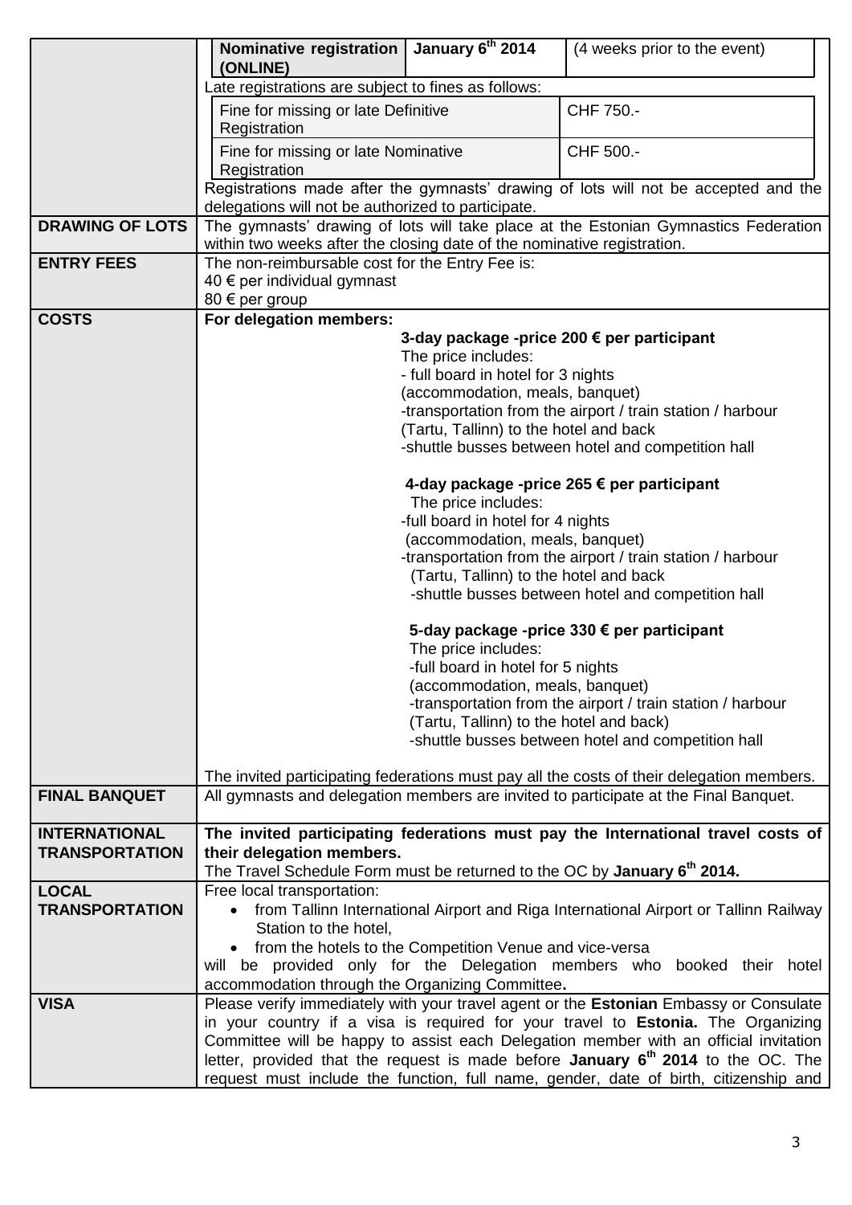| | |
|---|---|
| | **Nominative registration (ONLINE)** — **January 6th 2014** — (4 weeks prior to the event)<br>Late registrations are subject to fines as follows:<br>Fine for missing or late Definitive Registration — CHF 750.-<br>Fine for missing or late Nominative Registration — CHF 500.-<br>Registrations made after the gymnasts' drawing of lots will not be accepted and the delegations will not be authorized to participate. |
| **DRAWING OF LOTS** | The gymnasts' drawing of lots will take place at the Estonian Gymnastics Federation within two weeks after the closing date of the nominative registration. |
| **ENTRY FEES** | The non-reimbursable cost for the Entry Fee is:<br>40 € per individual gymnast<br>80 € per group |
| **COSTS** | **For delegation members:**<br>**3-day package -price 200 € per participant**<br>The price includes:<br>- full board in hotel for 3 nights (accommodation, meals, banquet)<br>-transportation from the airport / train station / harbour (Tartu, Tallinn) to the hotel and back<br>-shuttle busses between hotel and competition hall<br><br>**4-day package -price 265 € per participant**<br>The price includes:<br>-full board in hotel for 4 nights (accommodation, meals, banquet)<br>-transportation from the airport / train station / harbour (Tartu, Tallinn) to the hotel and back<br>-shuttle busses between hotel and competition hall<br><br>**5-day package -price 330 € per participant**<br>The price includes:<br>-full board in hotel for 5 nights (accommodation, meals, banquet)<br>-transportation from the airport / train station / harbour (Tartu, Tallinn) to the hotel and back)<br>-shuttle busses between hotel and competition hall<br><br>The invited participating federations must pay all the costs of their delegation members. |
| **FINAL BANQUET** | All gymnasts and delegation members are invited to participate at the Final Banquet. |
| **INTERNATIONAL TRANSPORTATION** | **The invited participating federations must pay the International travel costs of their delegation members.**<br>The Travel Schedule Form must be returned to the OC by **January 6th 2014.** |
| **LOCAL TRANSPORTATION** | Free local transportation:<br>• from Tallinn International Airport and Riga International Airport or Tallinn Railway Station to the hotel,<br>• from the hotels to the Competition Venue and vice-versa<br>will be provided only for the Delegation members who booked their hotel accommodation through the Organizing Committee**.** |
| **VISA** | Please verify immediately with your travel agent or the **Estonian** Embassy or Consulate in your country if a visa is required for your travel to **Estonia.** The Organizing Committee will be happy to assist each Delegation member with an official invitation letter, provided that the request is made before **January 6th 2014** to the OC. The request must include the function, full name, gender, date of birth, citizenship and |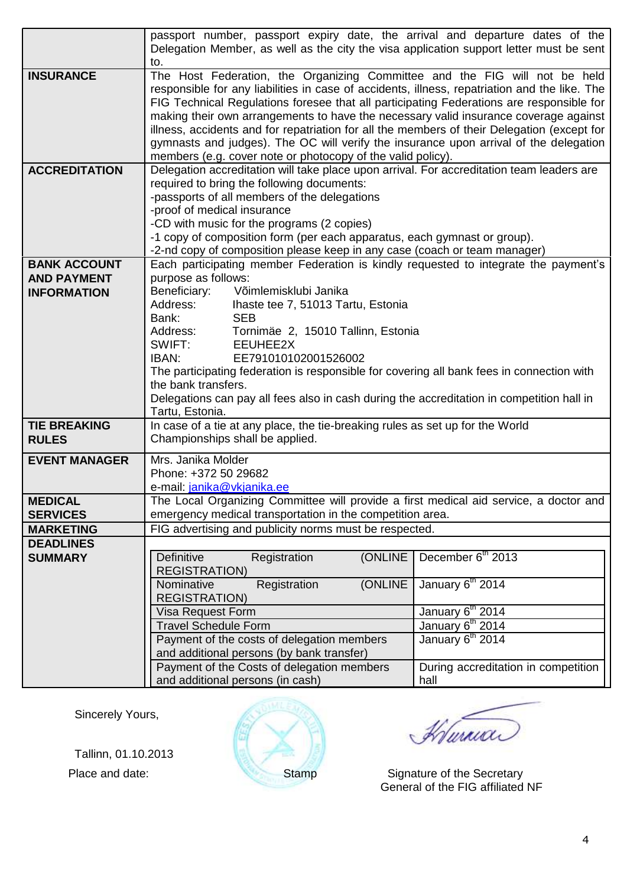| | |
|---|---|
| | passport number, passport expiry date, the arrival and departure dates of the Delegation Member, as well as the city the visa application support letter must be sent to. |
| **INSURANCE** | The Host Federation, the Organizing Committee and the FIG will not be held responsible for any liabilities in case of accidents, illness, repatriation and the like. The FIG Technical Regulations foresee that all participating Federations are responsible for making their own arrangements to have the necessary valid insurance coverage against illness, accidents and for repatriation for all the members of their Delegation (except for gymnasts and judges). The OC will verify the insurance upon arrival of the delegation members (e.g. cover note or photocopy of the valid policy). |
| **ACCREDITATION** | Delegation accreditation will take place upon arrival. For accreditation team leaders are required to bring the following documents:<br>-passports of all members of the delegations<br>-proof of medical insurance<br>-CD with music for the programs (2 copies)<br>-1 copy of composition form (per each apparatus, each gymnast or group).<br>-2-nd copy of composition please keep in any case (coach or team manager) |
| **BANK ACCOUNT AND PAYMENT INFORMATION** | Each participating member Federation is kindly requested to integrate the payment's purpose as follows:<br>Beneficiary: Võimlemisklubi Janika<br>Address: Ihaste tee 7, 51013 Tartu, Estonia<br>Bank: SEB<br>Address: Tornimäe 2, 15010 Tallinn, Estonia<br>SWIFT: EEUHEE2X<br>IBAN: EE791010102001526002<br>The participating federation is responsible for covering all bank fees in connection with the bank transfers.<br>Delegations can pay all fees also in cash during the accreditation in competition hall in Tartu, Estonia. |
| **TIE BREAKING RULES** | In case of a tie at any place, the tie-breaking rules as set up for the World Championships shall be applied. |
| **EVENT MANAGER** | Mrs. Janika Molder<br>Phone: +372 50 29682<br>e-mail: janika@vkjanika.ee |
| **MEDICAL SERVICES** | The Local Organizing Committee will provide a first medical aid service, a doctor and emergency medical transportation in the competition area. |
| **MARKETING** | FIG advertising and publicity norms must be respected. |
| **DEADLINES SUMMARY** | |

| | |
|---|---|
| Definitive Registration (ONLINE REGISTRATION) | December 6[th] 2013 |
| Nominative Registration (ONLINE REGISTRATION) | January 6[th] 2014 |
| Visa Request Form | January 6[th] 2014 |
| Travel Schedule Form | January 6[th] 2014 |
| Payment of the costs of delegation members and additional persons (by bank transfer) | January 6[th] 2014 |
| Payment of the Costs of delegation members and additional persons (in cash) | During accreditation in competition hall |

Sincerely Yours,

Tallinn, 01.10.2013

Place and date: Stamp Signature of the Secretary General of the FIG affiliated NF